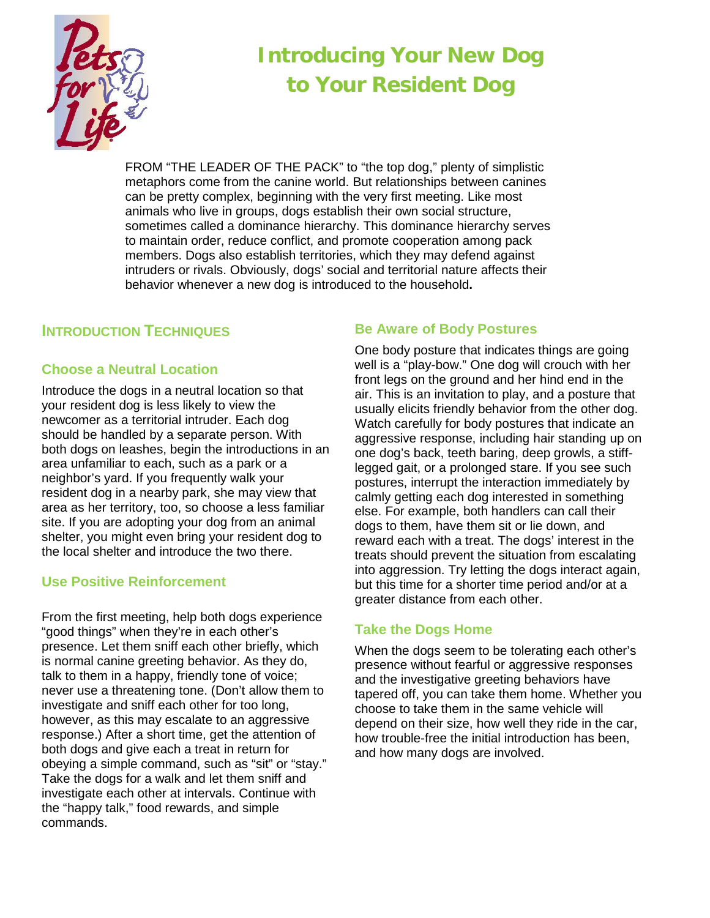# Introducing Your New Dog to Your Resident Dog

FROM "THE LEADER OF THE PACK" to "the top dog," plenty of simplistic metaphors come from the canine world. But relationships between canines can be pretty complex, beginning with the very first meeting. Like most animals who live in groups, dogs establish their own social structure, sometimes called a dominance hierarchy. This dominance hierarchy serves to maintain order, reduce conflict, and promote cooperation among pack members. Dogs also establish territories, which they may defend against intruders or rivals. Obviously, dogs' social and territorial nature affects their behavior whenever a new dog is introduced to the household**.**

## Introduction Techniques

### Choose a Neutral Location

Introduce the dogs in a neutral location so that your resident dog is less likely to view the newcomer as a territorial intruder. Each dog should be handled by a separate person. With both dogs on leashes, begin the introductions in an area unfamiliar to each, such as a park or a neighbor's yard. If you frequently walk your resident dog in a nearby park, she may view that area as her territory, too, so choose a less familiar site. If you are adopting your dog from an animal shelter, you might even bring your resident dog to the local shelter and introduce the two there.

### Use Positive Reinforcement

From the first meeting, help both dogs experience "good things" when they're in each other's presence. Let them sniff each other briefly, which is normal canine greeting behavior. As they do, talk to them in a happy, friendly tone of voice; never use a threatening tone. (Don't allow them to investigate and sniff each other for too long, however, as this may escalate to an aggressive response.) After a short time, get the attention of both dogs and give each a treat in return for obeying a simple command, such as "sit" or "stay." Take the dogs for a walk and let them sniff and investigate each other at intervals. Continue with the "happy talk," food rewards, and simple commands.

### Be Aware of Body Postures

One body posture that indicates things are going well is a "play-bow." One dog will crouch with her front legs on the ground and her hind end in the air. This is an invitation to play, and a posture that usually elicits friendly behavior from the other dog. Watch carefully for body postures that indicate an aggressive response, including hair standing up on one dog's back, teeth baring, deep growls, a stiff-legged gait, or a prolonged stare. If you see such postures, interrupt the interaction immediately by calmly getting each dog interested in something else. For example, both handlers can call their dogs to them, have them sit or lie down, and reward each with a treat. The dogs' interest in the treats should prevent the situation from escalating into aggression. Try letting the dogs interact again, but this time for a shorter time period and/or at a greater distance from each other.

### Take the Dogs Home

When the dogs seem to be tolerating each other's presence without fearful or aggressive responses and the investigative greeting behaviors have tapered off, you can take them home. Whether you choose to take them in the same vehicle will depend on their size, how well they ride in the car, how trouble-free the initial introduction has been, and how many dogs are involved.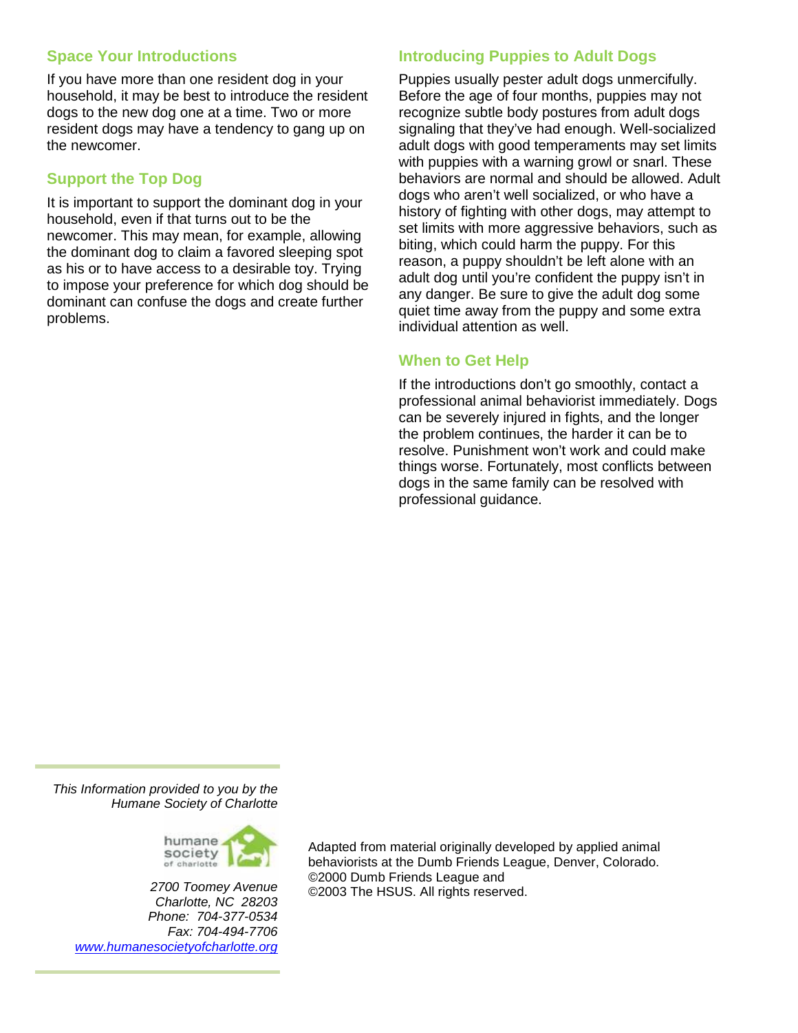## Space Your Introductions

If you have more than one resident dog in your household, it may be best to introduce the resident dogs to the new dog one at a time. Two or more resident dogs may have a tendency to gang up on the newcomer.

## Support the Top Dog

It is important to support the dominant dog in your household, even if that turns out to be the newcomer. This may mean, for example, allowing the dominant dog to claim a favored sleeping spot as his or to have access to a desirable toy. Trying to impose your preference for which dog should be dominant can confuse the dogs and create further problems.

## Introducing Puppies to Adult Dogs

Puppies usually pester adult dogs unmercifully. Before the age of four months, puppies may not recognize subtle body postures from adult dogs signaling that they've had enough. Well-socialized adult dogs with good temperaments may set limits with puppies with a warning growl or snarl. These behaviors are normal and should be allowed. Adult dogs who aren't well socialized, or who have a history of fighting with other dogs, may attempt to set limits with more aggressive behaviors, such as biting, which could harm the puppy. For this reason, a puppy shouldn't be left alone with an adult dog until you're confident the puppy isn't in any danger. Be sure to give the adult dog some quiet time away from the puppy and some extra individual attention as well.

## When to Get Help

If the introductions don't go smoothly, contact a professional animal behaviorist immediately. Dogs can be severely injured in fights, and the longer the problem continues, the harder it can be to resolve. Punishment won't work and could make things worse. Fortunately, most conflicts between dogs in the same family can be resolved with professional guidance.

---

*This Information provided to you by the Humane Society of Charlotte*

humane society of charlotte

*2700 Toomey Avenue*
*Charlotte, NC 28203*
*Phone: 704-377-0534*
*Fax: 704-494-7706*
*www.humanesocietyofcharlotte.org*

Adapted from material originally developed by applied animal behaviorists at the Dumb Friends League, Denver, Colorado.
©2000 Dumb Friends League and
©2003 The HSUS. All rights reserved.